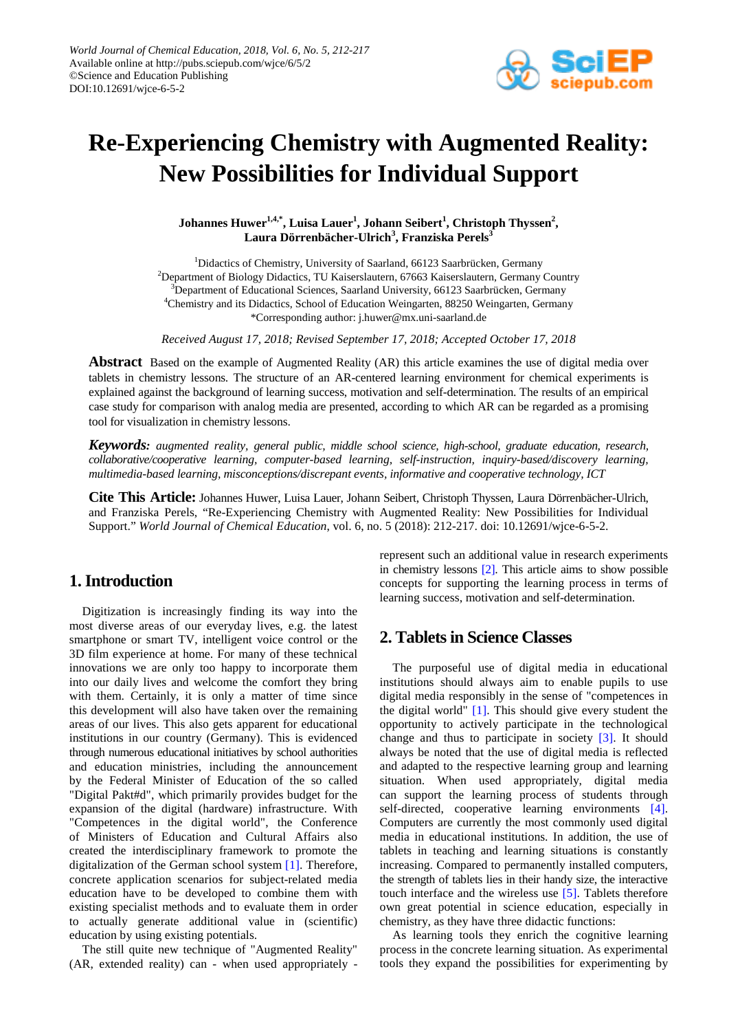World Journal of Chemical Education, 2018, Vol. 6, No. 5, 212-217
Available online at http://pubs.sciepub.com/wjce/6/5/2
©Science and Education Publishing
DOI:10.12691/wjce-6-5-2

# Re-Experiencing Chemistry with Augmented Reality: New Possibilities for Individual Support

**Johannes Huwer[1,4,*], Luisa Lauer[1], Johann Seibert[1], Christoph Thyssen[2], Laura Dörrenbächer-Ulrich[3], Franziska Perels[3]**

[1]Didactics of Chemistry, University of Saarland, 66123 Saarbrücken, Germany
[2]Department of Biology Didactics, TU Kaiserslautern, 67663 Kaiserslautern, Germany Country
[3]Department of Educational Sciences, Saarland University, 66123 Saarbrücken, Germany
[4]Chemistry and its Didactics, School of Education Weingarten, 88250 Weingarten, Germany
*Corresponding author: j.huwer@mx.uni-saarland.de

*Received August 17, 2018; Revised September 17, 2018; Accepted October 17, 2018*

**Abstract** Based on the example of Augmented Reality (AR) this article examines the use of digital media over tablets in chemistry lessons. The structure of an AR-centered learning environment for chemical experiments is explained against the background of learning success, motivation and self-determination. The results of an empirical case study for comparison with analog media are presented, according to which AR can be regarded as a promising tool for visualization in chemistry lessons.

***Keywords:*** *augmented reality, general public, middle school science, high-school, graduate education, research, collaborative/cooperative learning, computer-based learning, self-instruction, inquiry-based/discovery learning, multimedia-based learning, misconceptions/discrepant events, informative and cooperative technology, ICT*

**Cite This Article:** Johannes Huwer, Luisa Lauer, Johann Seibert, Christoph Thyssen, Laura Dörrenbächer-Ulrich, and Franziska Perels, "Re-Experiencing Chemistry with Augmented Reality: New Possibilities for Individual Support." *World Journal of Chemical Education*, vol. 6, no. 5 (2018): 212-217. doi: 10.12691/wjce-6-5-2.

## 1. Introduction

Digitization is increasingly finding its way into the most diverse areas of our everyday lives, e.g. the latest smartphone or smart TV, intelligent voice control or the 3D film experience at home. For many of these technical innovations we are only too happy to incorporate them into our daily lives and welcome the comfort they bring with them. Certainly, it is only a matter of time since this development will also have taken over the remaining areas of our lives. This also gets apparent for educational institutions in our country (Germany). This is evidenced through numerous educational initiatives by school authorities and education ministries, including the announcement by the Federal Minister of Education of the so called "Digital Pakt#d", which primarily provides budget for the expansion of the digital (hardware) infrastructure. With "Competences in the digital world", the Conference of Ministers of Education and Cultural Affairs also created the interdisciplinary framework to promote the digitalization of the German school system [1]. Therefore, concrete application scenarios for subject-related media education have to be developed to combine them with existing specialist methods and to evaluate them in order to actually generate additional value in (scientific) education by using existing potentials.

The still quite new technique of "Augmented Reality" (AR, extended reality) can - when used appropriately - represent such an additional value in research experiments in chemistry lessons [2]. This article aims to show possible concepts for supporting the learning process in terms of learning success, motivation and self-determination.

## 2. Tablets in Science Classes

The purposeful use of digital media in educational institutions should always aim to enable pupils to use digital media responsibly in the sense of "competences in the digital world" [1]. This should give every student the opportunity to actively participate in the technological change and thus to participate in society [3]. It should always be noted that the use of digital media is reflected and adapted to the respective learning group and learning situation. When used appropriately, digital media can support the learning process of students through self-directed, cooperative learning environments [4]. Computers are currently the most commonly used digital media in educational institutions. In addition, the use of tablets in teaching and learning situations is constantly increasing. Compared to permanently installed computers, the strength of tablets lies in their handy size, the interactive touch interface and the wireless use [5]. Tablets therefore own great potential in science education, especially in chemistry, as they have three didactic functions:

As learning tools they enrich the cognitive learning process in the concrete learning situation. As experimental tools they expand the possibilities for experimenting by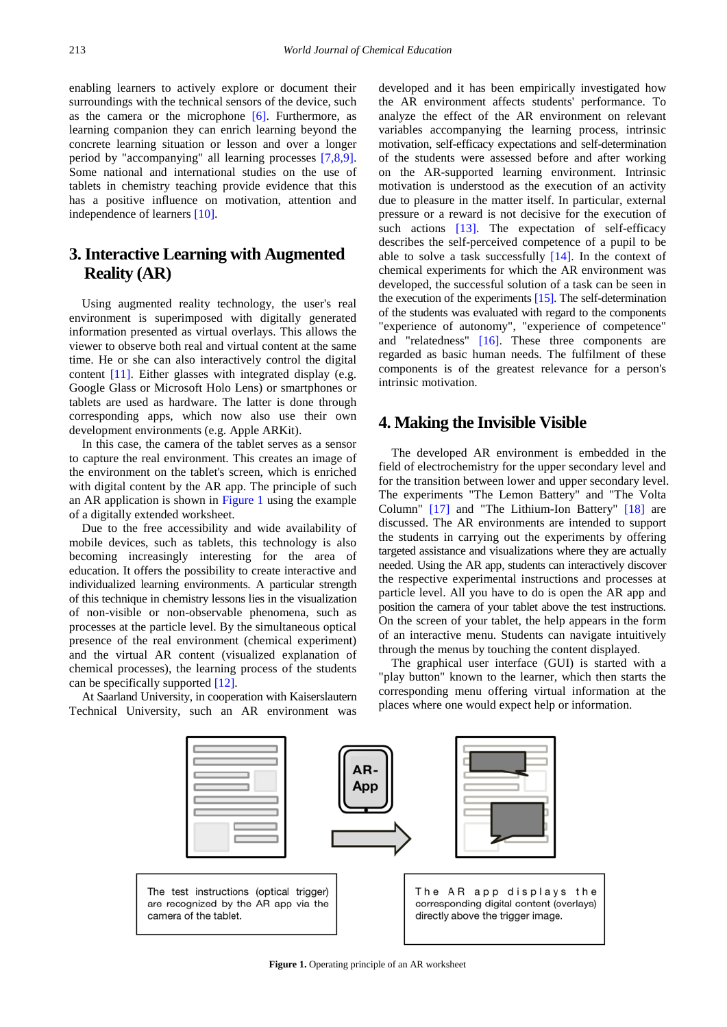enabling learners to actively explore or document their surroundings with the technical sensors of the device, such as the camera or the microphone [6]. Furthermore, as learning companion they can enrich learning beyond the concrete learning situation or lesson and over a longer period by "accompanying" all learning processes [7,8,9]. Some national and international studies on the use of tablets in chemistry teaching provide evidence that this has a positive influence on motivation, attention and independence of learners [10].

## 3. Interactive Learning with Augmented Reality (AR)

Using augmented reality technology, the user's real environment is superimposed with digitally generated information presented as virtual overlays. This allows the viewer to observe both real and virtual content at the same time. He or she can also interactively control the digital content [11]. Either glasses with integrated display (e.g. Google Glass or Microsoft Holo Lens) or smartphones or tablets are used as hardware. The latter is done through corresponding apps, which now also use their own development environments (e.g. Apple ARKit).

In this case, the camera of the tablet serves as a sensor to capture the real environment. This creates an image of the environment on the tablet's screen, which is enriched with digital content by the AR app. The principle of such an AR application is shown in Figure 1 using the example of a digitally extended worksheet.

Due to the free accessibility and wide availability of mobile devices, such as tablets, this technology is also becoming increasingly interesting for the area of education. It offers the possibility to create interactive and individualized learning environments. A particular strength of this technique in chemistry lessons lies in the visualization of non-visible or non-observable phenomena, such as processes at the particle level. By the simultaneous optical presence of the real environment (chemical experiment) and the virtual AR content (visualized explanation of chemical processes), the learning process of the students can be specifically supported [12].

At Saarland University, in cooperation with Kaiserslautern Technical University, such an AR environment was developed and it has been empirically investigated how the AR environment affects students' performance. To analyze the effect of the AR environment on relevant variables accompanying the learning process, intrinsic motivation, self-efficacy expectations and self-determination of the students were assessed before and after working on the AR-supported learning environment. Intrinsic motivation is understood as the execution of an activity due to pleasure in the matter itself. In particular, external pressure or a reward is not decisive for the execution of such actions [13]. The expectation of self-efficacy describes the self-perceived competence of a pupil to be able to solve a task successfully [14]. In the context of chemical experiments for which the AR environment was developed, the successful solution of a task can be seen in the execution of the experiments [15]. The self-determination of the students was evaluated with regard to the components "experience of autonomy", "experience of competence" and "relatedness" [16]. These three components are regarded as basic human needs. The fulfilment of these components is of the greatest relevance for a person's intrinsic motivation.

## 4. Making the Invisible Visible

The developed AR environment is embedded in the field of electrochemistry for the upper secondary level and for the transition between lower and upper secondary level. The experiments "The Lemon Battery" and "The Volta Column" [17] and "The Lithium-Ion Battery" [18] are discussed. The AR environments are intended to support the students in carrying out the experiments by offering targeted assistance and visualizations where they are actually needed. Using the AR app, students can interactively discover the respective experimental instructions and processes at particle level. All you have to do is open the AR app and position the camera of your tablet above the test instructions. On the screen of your tablet, the help appears in the form of an interactive menu. Students can navigate intuitively through the menus by touching the content displayed.

The graphical user interface (GUI) is started with a "play button" known to the learner, which then starts the corresponding menu offering virtual information at the places where one would expect help or information.

The test instructions (optical trigger) are recognized by the AR app via the camera of the tablet.

AR-App

The AR app displays the corresponding digital content (overlays) directly above the trigger image.

**Figure 1.** Operating principle of an AR worksheet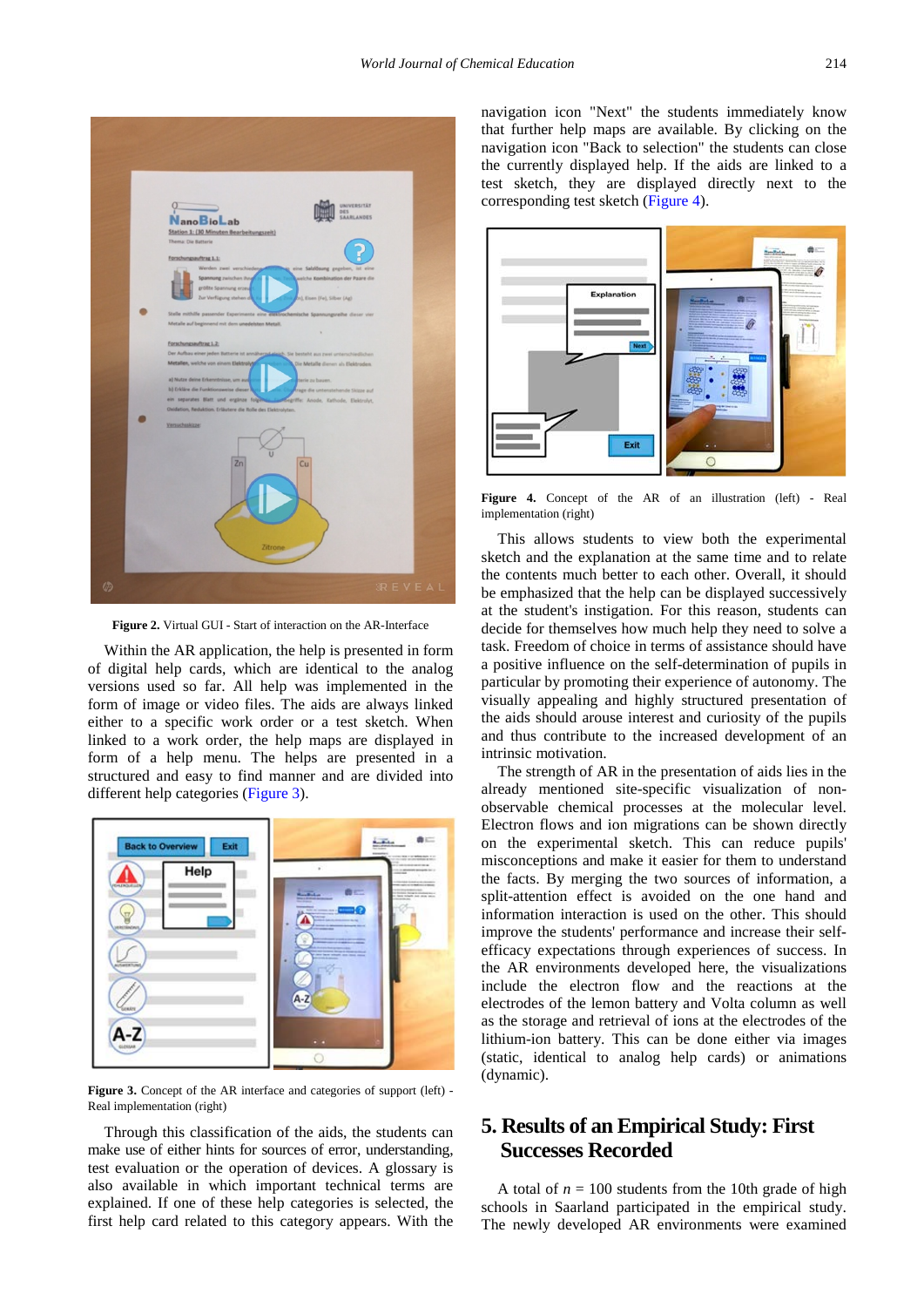Figure 2. Virtual GUI - Start of interaction on the AR-Interface

Within the AR application, the help is presented in form of digital help cards, which are identical to the analog versions used so far. All help was implemented in the form of image or video files. The aids are always linked either to a specific work order or a test sketch. When linked to a work order, the help maps are displayed in form of a help menu. The helps are presented in a structured and easy to find manner and are divided into different help categories (Figure 3).

Figure 3. Concept of the AR interface and categories of support (left) - Real implementation (right)

Through this classification of the aids, the students can make use of either hints for sources of error, understanding, test evaluation or the operation of devices. A glossary is also available in which important technical terms are explained. If one of these help categories is selected, the first help card related to this category appears. With the navigation icon "Next" the students immediately know that further help maps are available. By clicking on the navigation icon "Back to selection" the students can close the currently displayed help. If the aids are linked to a test sketch, they are displayed directly next to the corresponding test sketch (Figure 4).

Figure 4. Concept of the AR of an illustration (left) - Real implementation (right)

This allows students to view both the experimental sketch and the explanation at the same time and to relate the contents much better to each other. Overall, it should be emphasized that the help can be displayed successively at the student's instigation. For this reason, students can decide for themselves how much help they need to solve a task. Freedom of choice in terms of assistance should have a positive influence on the self-determination of pupils in particular by promoting their experience of autonomy. The visually appealing and highly structured presentation of the aids should arouse interest and curiosity of the pupils and thus contribute to the increased development of an intrinsic motivation.

The strength of AR in the presentation of aids lies in the already mentioned site-specific visualization of non-observable chemical processes at the molecular level. Electron flows and ion migrations can be shown directly on the experimental sketch. This can reduce pupils' misconceptions and make it easier for them to understand the facts. By merging the two sources of information, a split-attention effect is avoided on the one hand and information interaction is used on the other. This should improve the students' performance and increase their self-efficacy expectations through experiences of success. In the AR environments developed here, the visualizations include the electron flow and the reactions at the electrodes of the lemon battery and Volta column as well as the storage and retrieval of ions at the electrodes of the lithium-ion battery. This can be done either via images (static, identical to analog help cards) or animations (dynamic).

## 5. Results of an Empirical Study: First Successes Recorded

A total of $n$ = 100 students from the 10th grade of high schools in Saarland participated in the empirical study. The newly developed AR environments were examined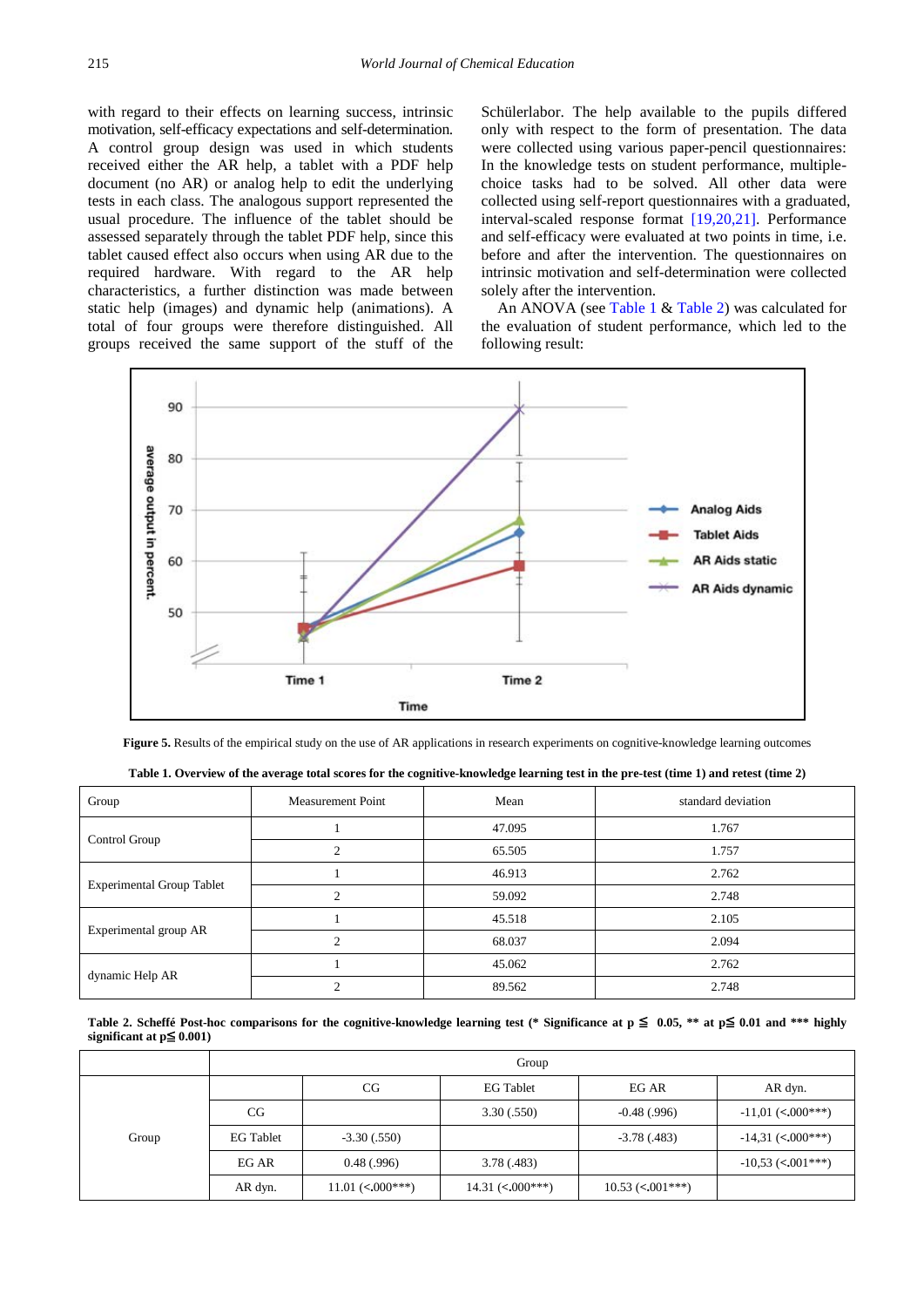with regard to their effects on learning success, intrinsic motivation, self-efficacy expectations and self-determination. A control group design was used in which students received either the AR help, a tablet with a PDF help document (no AR) or analog help to edit the underlying tests in each class. The analogous support represented the usual procedure. The influence of the tablet should be assessed separately through the tablet PDF help, since this tablet caused effect also occurs when using AR due to the required hardware. With regard to the AR help characteristics, a further distinction was made between static help (images) and dynamic help (animations). A total of four groups were therefore distinguished. All groups received the same support of the stuff of the Schülerlabor. The help available to the pupils differed only with respect to the form of presentation. The data were collected using various paper-pencil questionnaires: In the knowledge tests on student performance, multiple-choice tasks had to be solved. All other data were collected using self-report questionnaires with a graduated, interval-scaled response format [19,20,21]. Performance and self-efficacy were evaluated at two points in time, i.e. before and after the intervention. The questionnaires on intrinsic motivation and self-determination were collected solely after the intervention.

An ANOVA (see Table 1 & Table 2) was calculated for the evaluation of student performance, which led to the following result:

**Figure 5.** Results of the empirical study on the use of AR applications in research experiments on cognitive-knowledge learning outcomes

**Table 1. Overview of the average total scores for the cognitive-knowledge learning test in the pre-test (time 1) and retest (time 2)**

| Group | Measurement Point | Mean | standard deviation |
|---|---|---|---|
| Control Group | 1 | 47.095 | 1.767 |
| | 2 | 65.505 | 1.757 |
| Experimental Group Tablet | 1 | 46.913 | 2.762 |
| | 2 | 59.092 | 2.748 |
| Experimental group AR | 1 | 45.518 | 2.105 |
| | 2 | 68.037 | 2.094 |
| dynamic Help AR | 1 | 45.062 | 2.762 |
| | 2 | 89.562 | 2.748 |

**Table 2. Scheffé Post-hoc comparisons for the cognitive-knowledge learning test (\* Significance at p ≦ 0.05, \*\* at p≦ 0.01 and \*\*\* highly significant at p≦ 0.001)**

| | | Group | | | |
|---|---|---|---|---|---|
| Group | | CG | EG Tablet | EG AR | AR dyn. |
| | CG | | 3.30 (.550) | -0.48 (.996) | -11,01 (<.000***) |
| | EG Tablet | -3.30 (.550) | | -3.78 (.483) | -14,31 (<.000***) |
| | EG AR | 0.48 (.996) | 3.78 (.483) | | -10,53 (<.001***) |
| | AR dyn. | 11.01 (<.000***) | 14.31 (<.000***) | 10.53 (<.001***) | |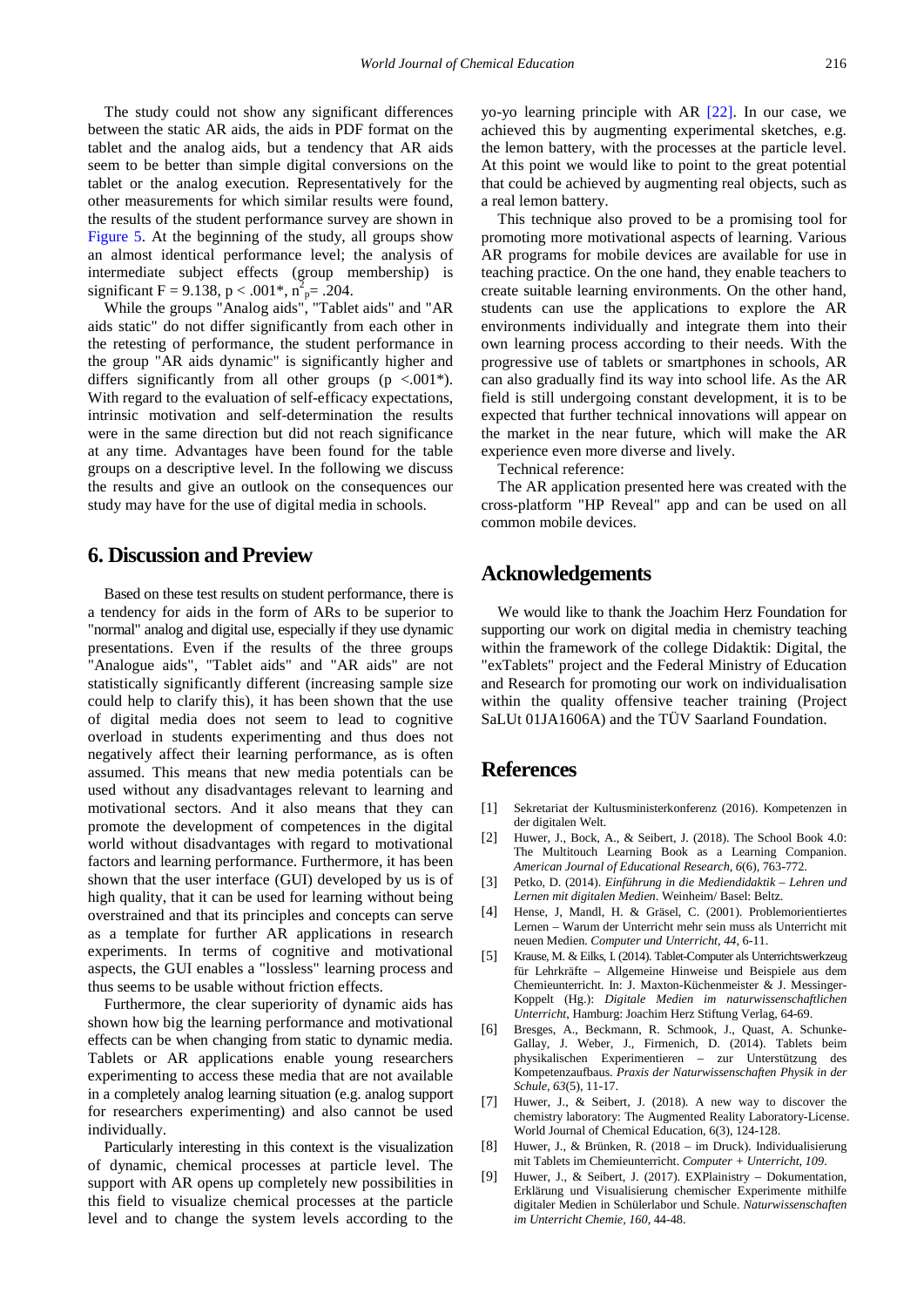The study could not show any significant differences between the static AR aids, the aids in PDF format on the tablet and the analog aids, but a tendency that AR aids seem to be better than simple digital conversions on the tablet or the analog execution. Representatively for the other measurements for which similar results were found, the results of the student performance survey are shown in Figure 5. At the beginning of the study, all groups show an almost identical performance level; the analysis of intermediate subject effects (group membership) is significant $F = 9.138$, $p < .001^*$, $\eta^2_p = .204$.

While the groups "Analog aids", "Tablet aids" and "AR aids static" do not differ significantly from each other in the retesting of performance, the student performance in the group "AR aids dynamic" is significantly higher and differs significantly from all other groups ($p < .001^*$). With regard to the evaluation of self-efficacy expectations, intrinsic motivation and self-determination the results were in the same direction but did not reach significance at any time. Advantages have been found for the table groups on a descriptive level. In the following we discuss the results and give an outlook on the consequences our study may have for the use of digital media in schools.

## 6. Discussion and Preview

Based on these test results on student performance, there is a tendency for aids in the form of ARs to be superior to "normal" analog and digital use, especially if they use dynamic presentations. Even if the results of the three groups "Analogue aids", "Tablet aids" and "AR aids" are not statistically significantly different (increasing sample size could help to clarify this), it has been shown that the use of digital media does not seem to lead to cognitive overload in students experimenting and thus does not negatively affect their learning performance, as is often assumed. This means that new media potentials can be used without any disadvantages relevant to learning and motivational sectors. And it also means that they can promote the development of competences in the digital world without disadvantages with regard to motivational factors and learning performance. Furthermore, it has been shown that the user interface (GUI) developed by us is of high quality, that it can be used for learning without being overstrained and that its principles and concepts can serve as a template for further AR applications in research experiments. In terms of cognitive and motivational aspects, the GUI enables a "lossless" learning process and thus seems to be usable without friction effects.

Furthermore, the clear superiority of dynamic aids has shown how big the learning performance and motivational effects can be when changing from static to dynamic media. Tablets or AR applications enable young researchers experimenting to access these media that are not available in a completely analog learning situation (e.g. analog support for researchers experimenting) and also cannot be used individually.

Particularly interesting in this context is the visualization of dynamic, chemical processes at particle level. The support with AR opens up completely new possibilities in this field to visualize chemical processes at the particle level and to change the system levels according to the yo-yo learning principle with AR [22]. In our case, we achieved this by augmenting experimental sketches, e.g. the lemon battery, with the processes at the particle level. At this point we would like to point to the great potential that could be achieved by augmenting real objects, such as a real lemon battery.

This technique also proved to be a promising tool for promoting more motivational aspects of learning. Various AR programs for mobile devices are available for use in teaching practice. On the one hand, they enable teachers to create suitable learning environments. On the other hand, students can use the applications to explore the AR environments individually and integrate them into their own learning process according to their needs. With the progressive use of tablets or smartphones in schools, AR can also gradually find its way into school life. As the AR field is still undergoing constant development, it is to be expected that further technical innovations will appear on the market in the near future, which will make the AR experience even more diverse and lively.

Technical reference:

The AR application presented here was created with the cross-platform "HP Reveal" app and can be used on all common mobile devices.

## Acknowledgements

We would like to thank the Joachim Herz Foundation for supporting our work on digital media in chemistry teaching within the framework of the college Didaktik: Digital, the "exTablets" project and the Federal Ministry of Education and Research for promoting our work on individualisation within the quality offensive teacher training (Project SaLUt 01JA1606A) and the TÜV Saarland Foundation.

## References

[1] Sekretariat der Kultusministerkonferenz (2016). Kompetenzen in der digitalen Welt.

[2] Huwer, J., Bock, A., & Seibert, J. (2018). The School Book 4.0: The Multitouch Learning Book as a Learning Companion. *American Journal of Educational Research, 6*(6), 763-772.

[3] Petko, D. (2014). *Einführung in die Mediendidaktik – Lehren und Lernen mit digitalen Medien*. Weinheim/ Basel: Beltz.

[4] Hense, J, Mandl, H. & Gräsel, C. (2001). Problemorientiertes Lernen – Warum der Unterricht mehr sein muss als Unterricht mit neuen Medien. *Computer und Unterricht, 44*, 6-11.

[5] Krause, M. & Eilks, I. (2014). Tablet-Computer als Unterrichtswerkzeug für Lehrkräfte – Allgemeine Hinweise und Beispiele aus dem Chemieunterricht. In: J. Maxton-Küchenmeister & J. Messinger-Koppelt (Hg.): *Digitale Medien im naturwissenschaftlichen Unterricht*, Hamburg: Joachim Herz Stiftung Verlag, 64-69.

[6] Bresges, A., Beckmann, R. Schmook, J., Quast, A. Schunke-Gallay, J. Weber, J., Firmenich, D. (2014). Tablets beim physikalischen Experimentieren – zur Unterstützung des Kompetenzaufbaus. *Praxis der Naturwissenschaften Physik in der Schule, 63*(5), 11-17.

[7] Huwer, J., & Seibert, J. (2018). A new way to discover the chemistry laboratory: The Augmented Reality Laboratory-License. World Journal of Chemical Education, 6(3), 124-128.

[8] Huwer, J., & Brünken, R. (2018 – im Druck). Individualisierung mit Tablets im Chemieunterricht. *Computer + Unterricht, 109*.

[9] Huwer, J., & Seibert, J. (2017). EXPlainistry – Dokumentation, Erklärung und Visualisierung chemischer Experimente mithilfe digitaler Medien in Schülerlabor und Schule. *Naturwissenschaften im Unterricht Chemie, 160*, 44-48.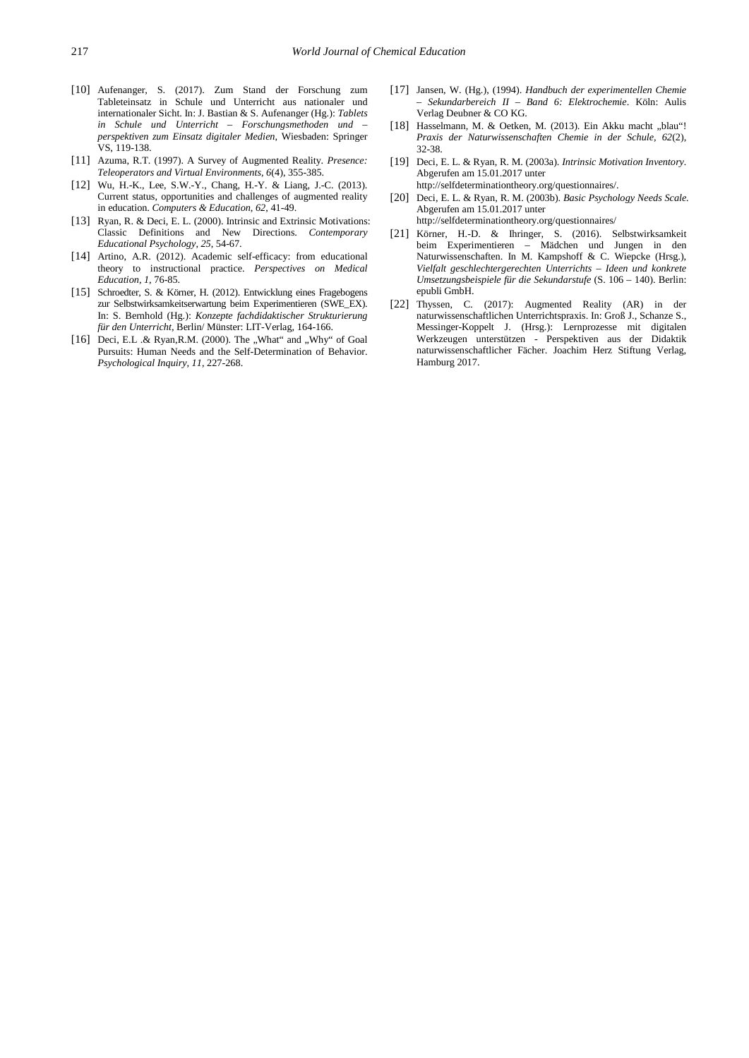[10] Aufenanger, S. (2017). Zum Stand der Forschung zum Tableteinsatz in Schule und Unterricht aus nationaler und internationaler Sicht. In: J. Bastian & S. Aufenanger (Hg.): *Tablets in Schule und Unterricht – Forschungsmethoden und –perspektiven zum Einsatz digitaler Medien*, Wiesbaden: Springer VS, 119-138.

[11] Azuma, R.T. (1997). A Survey of Augmented Reality. *Presence: Teleoperators and Virtual Environments, 6*(4), 355-385.

[12] Wu, H.-K., Lee, S.W.-Y., Chang, H.-Y. & Liang, J.-C. (2013). Current status, opportunities and challenges of augmented reality in education. *Computers & Education, 62*, 41-49.

[13] Ryan, R. & Deci, E. L. (2000). Intrinsic and Extrinsic Motivations: Classic Definitions and New Directions. *Contemporary Educational Psychology, 25*, 54-67.

[14] Artino, A.R. (2012). Academic self-efficacy: from educational theory to instructional practice. *Perspectives on Medical Education, 1*, 76-85.

[15] Schroedter, S. & Körner, H. (2012). Entwicklung eines Fragebogens zur Selbstwirksamkeitserwartung beim Experimentieren (SWE_EX). In: S. Bernhold (Hg.): *Konzepte fachdidaktischer Strukturierung für den Unterricht*, Berlin/ Münster: LIT-Verlag, 164-166.

[16] Deci, E.L .& Ryan,R.M. (2000). The „What“ and „Why“ of Goal Pursuits: Human Needs and the Self-Determination of Behavior. *Psychological Inquiry, 11*, 227-268.

[17] Jansen, W. (Hg.), (1994). *Handbuch der experimentellen Chemie – Sekundarbereich II – Band 6: Elektrochemie*. Köln: Aulis Verlag Deubner & CO KG.

[18] Hasselmann, M. & Oetken, M. (2013). Ein Akku macht „blau“! *Praxis der Naturwissenschaften Chemie in der Schule, 62*(2), 32-38.

[19] Deci, E. L. & Ryan, R. M. (2003a). *Intrinsic Motivation Inventory*. Abgerufen am 15.01.2017 unter http://selfdeterminationtheory.org/questionnaires/.

[20] Deci, E. L. & Ryan, R. M. (2003b). *Basic Psychology Needs Scale*. Abgerufen am 15.01.2017 unter http://selfdeterminationtheory.org/questionnaires/

[21] Körner, H.-D. & Ihringer, S. (2016). Selbstwirksamkeit beim Experimentieren – Mädchen und Jungen in den Naturwissenschaften. In M. Kampshoff & C. Wiepcke (Hrsg.), *Vielfalt geschlechtergerechten Unterrichts – Ideen und konkrete Umsetzungsbeispiele für die Sekundarstufe* (S. 106 – 140). Berlin: epubli GmbH.

[22] Thyssen, C. (2017): Augmented Reality (AR) in der naturwissenschaftlichen Unterrichtspraxis. In: Groß J., Schanze S., Messinger-Koppelt J. (Hrsg.): Lernprozesse mit digitalen Werkzeugen unterstützen - Perspektiven aus der Didaktik naturwissenschaftlicher Fächer. Joachim Herz Stiftung Verlag, Hamburg 2017.